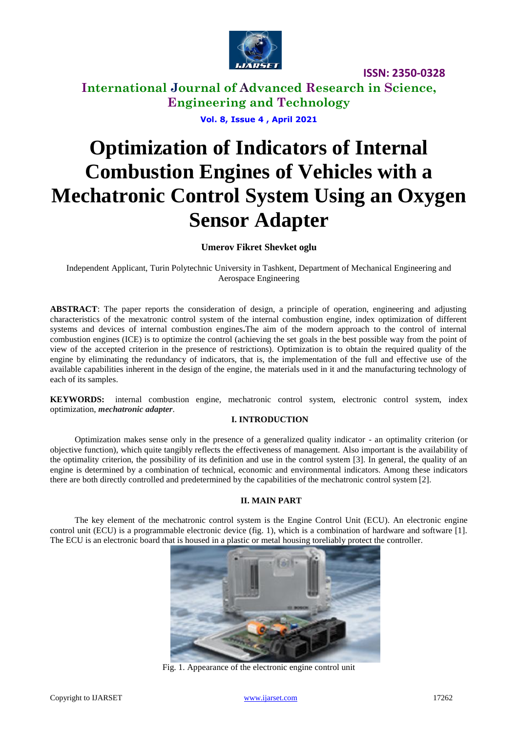# Optimization of Indicators of Internal Combustion Engines of Vehicles with a Mechatronic Control System Using an Oxygen Sensor Adapter

**Umerov Fikret Shevket oglu**

Independent Applicant, Turin Polytechnic University in Tashkent, Department of Mechanical Engineering and Aerospace Engineering

**ABSTRACT**: The paper reports the consideration of design, a principle of operation, engineering and adjusting characteristics of the mexatronic control system of the internal combustion engine, index optimization of different systems and devices of internal combustion engines**.**The aim of the modern approach to the control of internal combustion engines (ICE) is to optimize the control (achieving the set goals in the best possible way from the point of view of the accepted criterion in the presence of restrictions). Optimization is to obtain the required quality of the engine by eliminating the redundancy of indicators, that is, the implementation of the full and effective use of the available capabilities inherent in the design of the engine, the materials used in it and the manufacturing technology of each of its samples.

**KEYWORDS:** internal combustion engine, mechatronic control system, electronic control system, index optimization, ***mechatronic adapter***.

## I. INTRODUCTION

Optimization makes sense only in the presence of a generalized quality indicator - an optimality criterion (or objective function), which quite tangibly reflects the effectiveness of management. Also important is the availability of the optimality criterion, the possibility of its definition and use in the control system [3]. In general, the quality of an engine is determined by a combination of technical, economic and environmental indicators. Among these indicators there are both directly controlled and predetermined by the capabilities of the mechatronic control system [2].

## II. MAIN PART

The key element of the mechatronic control system is the Engine Control Unit (ECU). An electronic engine control unit (ECU) is a programmable electronic device (fig. 1), which is a combination of hardware and software [1]. The ECU is an electronic board that is housed in a plastic or metal housing toreliably protect the controller.

Fig. 1. Appearance of the electronic engine control unit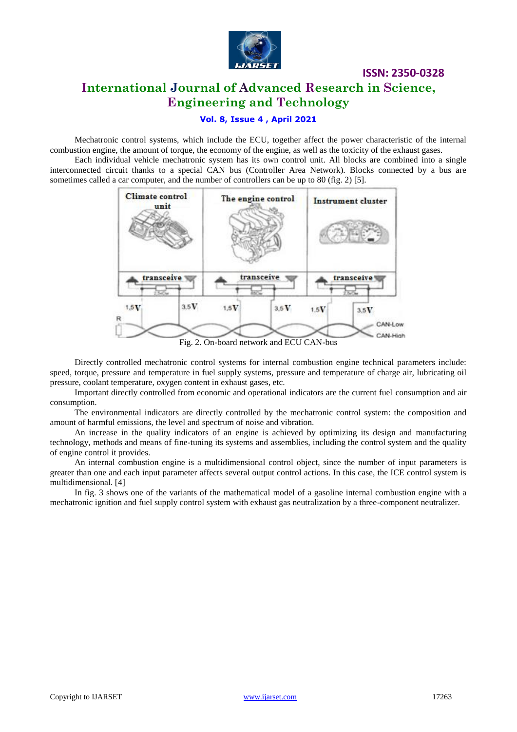Mechatronic control systems, which include the ECU, together affect the power characteristic of the internal combustion engine, the amount of torque, the economy of the engine, as well as the toxicity of the exhaust gases.

Each individual vehicle mechatronic system has its own control unit. All blocks are combined into a single interconnected circuit thanks to a special CAN bus (Controller Area Network). Blocks connected by a bus are sometimes called a car computer, and the number of controllers can be up to 80 (fig. 2) [5].

Fig. 2. On-board network and ECU CAN-bus

Directly controlled mechatronic control systems for internal combustion engine technical parameters include: speed, torque, pressure and temperature in fuel supply systems, pressure and temperature of charge air, lubricating oil pressure, coolant temperature, oxygen content in exhaust gases, etc.

Important directly controlled from economic and operational indicators are the current fuel consumption and air consumption.

The environmental indicators are directly controlled by the mechatronic control system: the composition and amount of harmful emissions, the level and spectrum of noise and vibration.

An increase in the quality indicators of an engine is achieved by optimizing its design and manufacturing technology, methods and means of fine-tuning its systems and assemblies, including the control system and the quality of engine control it provides.

An internal combustion engine is a multidimensional control object, since the number of input parameters is greater than one and each input parameter affects several output control actions. In this case, the ICE control system is multidimensional. [4]

In fig. 3 shows one of the variants of the mathematical model of a gasoline internal combustion engine with a mechatronic ignition and fuel supply control system with exhaust gas neutralization by a three-component neutralizer.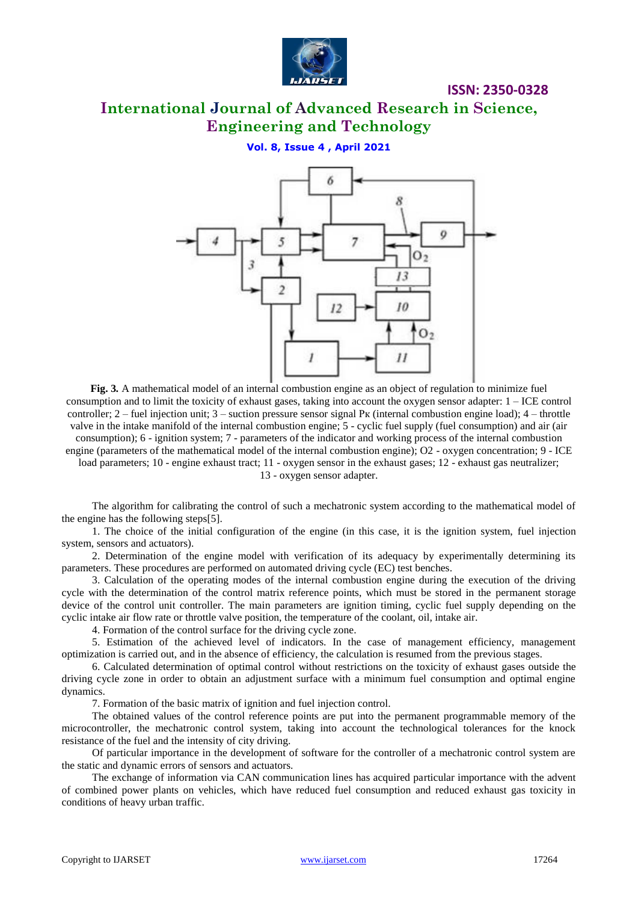**Fig. 3.** A mathematical model of an internal combustion engine as an object of regulation to minimize fuel consumption and to limit the toxicity of exhaust gases, taking into account the oxygen sensor adapter: 1 – ICE control controller; 2 – fuel injection unit; 3 – suction pressure sensor signal $P_к$ (internal combustion engine load); 4 – throttle valve in the intake manifold of the internal combustion engine; 5 - cyclic fuel supply (fuel consumption) and air (air consumption); 6 - ignition system; 7 - parameters of the indicator and working process of the internal combustion engine (parameters of the mathematical model of the internal combustion engine); O2 - oxygen concentration; 9 - ICE load parameters; 10 - engine exhaust tract; 11 - oxygen sensor in the exhaust gases; 12 - exhaust gas neutralizer; 13 - oxygen sensor adapter.

The algorithm for calibrating the control of such a mechatronic system according to the mathematical model of the engine has the following steps[5].

1. The choice of the initial configuration of the engine (in this case, it is the ignition system, fuel injection system, sensors and actuators).

2. Determination of the engine model with verification of its adequacy by experimentally determining its parameters. These procedures are performed on automated driving cycle (EC) test benches.

3. Calculation of the operating modes of the internal combustion engine during the execution of the driving cycle with the determination of the control matrix reference points, which must be stored in the permanent storage device of the control unit controller. The main parameters are ignition timing, cyclic fuel supply depending on the cyclic intake air flow rate or throttle valve position, the temperature of the coolant, oil, intake air.

4. Formation of the control surface for the driving cycle zone.

5. Estimation of the achieved level of indicators. In the case of management efficiency, management optimization is carried out, and in the absence of efficiency, the calculation is resumed from the previous stages.

6. Calculated determination of optimal control without restrictions on the toxicity of exhaust gases outside the driving cycle zone in order to obtain an adjustment surface with a minimum fuel consumption and optimal engine dynamics.

7. Formation of the basic matrix of ignition and fuel injection control.

The obtained values of the control reference points are put into the permanent programmable memory of the microcontroller, the mechatronic control system, taking into account the technological tolerances for the knock resistance of the fuel and the intensity of city driving.

Of particular importance in the development of software for the controller of a mechatronic control system are the static and dynamic errors of sensors and actuators.

The exchange of information via CAN communication lines has acquired particular importance with the advent of combined power plants on vehicles, which have reduced fuel consumption and reduced exhaust gas toxicity in conditions of heavy urban traffic.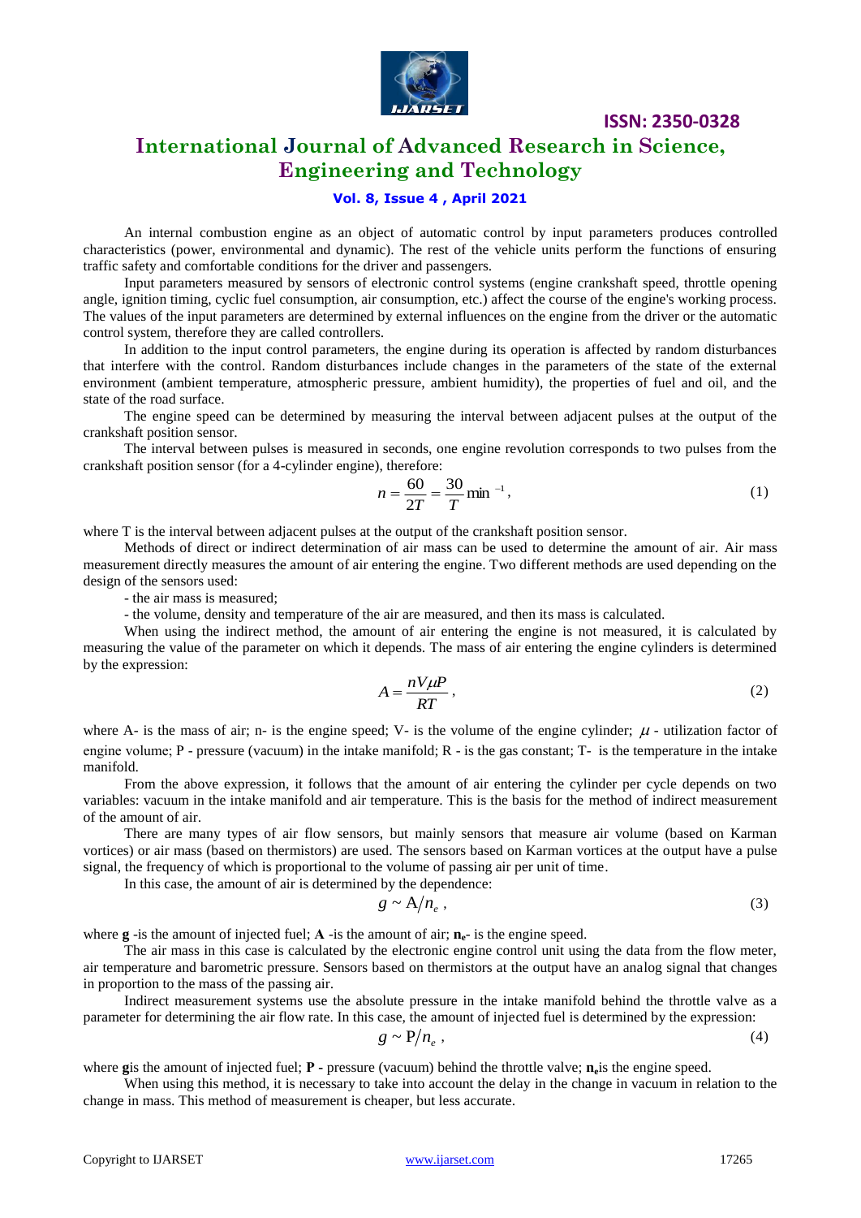An internal combustion engine as an object of automatic control by input parameters produces controlled characteristics (power, environmental and dynamic). The rest of the vehicle units perform the functions of ensuring traffic safety and comfortable conditions for the driver and passengers.

Input parameters measured by sensors of electronic control systems (engine crankshaft speed, throttle opening angle, ignition timing, cyclic fuel consumption, air consumption, etc.) affect the course of the engine's working process. The values of the input parameters are determined by external influences on the engine from the driver or the automatic control system, therefore they are called controllers.

In addition to the input control parameters, the engine during its operation is affected by random disturbances that interfere with the control. Random disturbances include changes in the parameters of the state of the external environment (ambient temperature, atmospheric pressure, ambient humidity), the properties of fuel and oil, and the state of the road surface.

The engine speed can be determined by measuring the interval between adjacent pulses at the output of the crankshaft position sensor.

The interval between pulses is measured in seconds, one engine revolution corresponds to two pulses from the crankshaft position sensor (for a 4-cylinder engine), therefore:

$$n = \frac{60}{2T} = \frac{30}{T}\min^{-1}, \tag{1}$$

where T is the interval between adjacent pulses at the output of the crankshaft position sensor.

Methods of direct or indirect determination of air mass can be used to determine the amount of air. Air mass measurement directly measures the amount of air entering the engine. Two different methods are used depending on the design of the sensors used:

- the air mass is measured;
- the volume, density and temperature of the air are measured, and then its mass is calculated.

When using the indirect method, the amount of air entering the engine is not measured, it is calculated by measuring the value of the parameter on which it depends. The mass of air entering the engine cylinders is determined by the expression:

$$A = \frac{nV\mu P}{RT}, \tag{2}$$

where A- is the mass of air; n- is the engine speed; V- is the volume of the engine cylinder; $\mu$ - utilization factor of engine volume; P - pressure (vacuum) in the intake manifold; R - is the gas constant; T- is the temperature in the intake manifold.

From the above expression, it follows that the amount of air entering the cylinder per cycle depends on two variables: vacuum in the intake manifold and air temperature. This is the basis for the method of indirect measurement of the amount of air.

There are many types of air flow sensors, but mainly sensors that measure air volume (based on Karman vortices) or air mass (based on thermistors) are used. The sensors based on Karman vortices at the output have a pulse signal, the frequency of which is proportional to the volume of passing air per unit of time.

In this case, the amount of air is determined by the dependence:

$$g \sim \mathrm{A}/n_e, \tag{3}$$

where **g** -is the amount of injected fuel; **A** -is the amount of air; $\mathbf{n_e}$- is the engine speed.

The air mass in this case is calculated by the electronic engine control unit using the data from the flow meter, air temperature and barometric pressure. Sensors based on thermistors at the output have an analog signal that changes in proportion to the mass of the passing air.

Indirect measurement systems use the absolute pressure in the intake manifold behind the throttle valve as a parameter for determining the air flow rate. In this case, the amount of injected fuel is determined by the expression:

$$g \sim \mathrm{P}/n_e, \tag{4}$$

where **g** is the amount of injected fuel; **P** - pressure (vacuum) behind the throttle valve; $\mathbf{n_e}$ is the engine speed.

When using this method, it is necessary to take into account the delay in the change in vacuum in relation to the change in mass. This method of measurement is cheaper, but less accurate.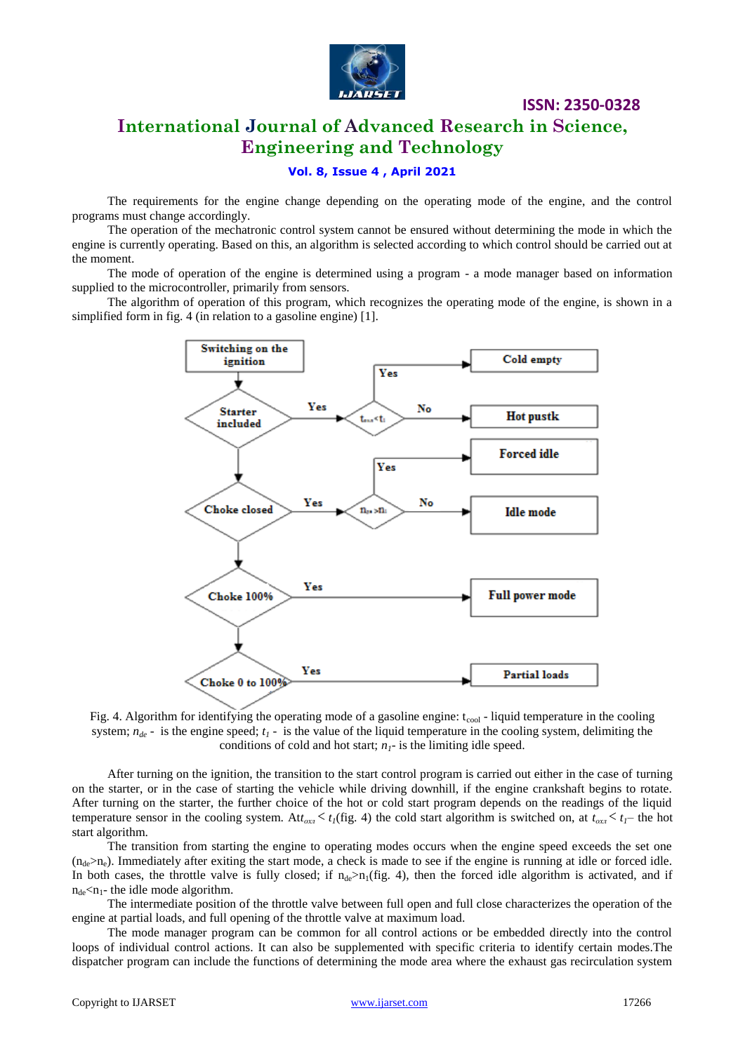The requirements for the engine change depending on the operating mode of the engine, and the control programs must change accordingly.

The operation of the mechatronic control system cannot be ensured without determining the mode in which the engine is currently operating. Based on this, an algorithm is selected according to which control should be carried out at the moment.

The mode of operation of the engine is determined using a program - a mode manager based on information supplied to the microcontroller, primarily from sensors.

The algorithm of operation of this program, which recognizes the operating mode of the engine, is shown in a simplified form in fig. 4 (in relation to a gasoline engine) [1].

Fig. 4. Algorithm for identifying the operating mode of a gasoline engine: $t_{cool}$ - liquid temperature in the cooling system; $n_{de}$ - is the engine speed; $t_1$ - is the value of the liquid temperature in the cooling system, delimiting the conditions of cold and hot start; $n_1$- is the limiting idle speed.

After turning on the ignition, the transition to the start control program is carried out either in the case of turning on the starter, or in the case of starting the vehicle while driving downhill, if the engine crankshaft begins to rotate. After turning on the starter, the further choice of the hot or cold start program depends on the readings of the liquid temperature sensor in the cooling system. At $t_{oxл} < t_1$(fig. 4) the cold start algorithm is switched on, at $t_{oxл} < t_1$– the hot start algorithm.

The transition from starting the engine to operating modes occurs when the engine speed exceeds the set one ($n_{de}$>$n_e$). Immediately after exiting the start mode, a check is made to see if the engine is running at idle or forced idle. In both cases, the throttle valve is fully closed; if $n_{de}$>$n_1$(fig. 4), then the forced idle algorithm is activated, and if $n_{de}$<$n_1$- the idle mode algorithm.

The intermediate position of the throttle valve between full open and full close characterizes the operation of the engine at partial loads, and full opening of the throttle valve at maximum load.

The mode manager program can be common for all control actions or be embedded directly into the control loops of individual control actions. It can also be supplemented with specific criteria to identify certain modes.The dispatcher program can include the functions of determining the mode area where the exhaust gas recirculation system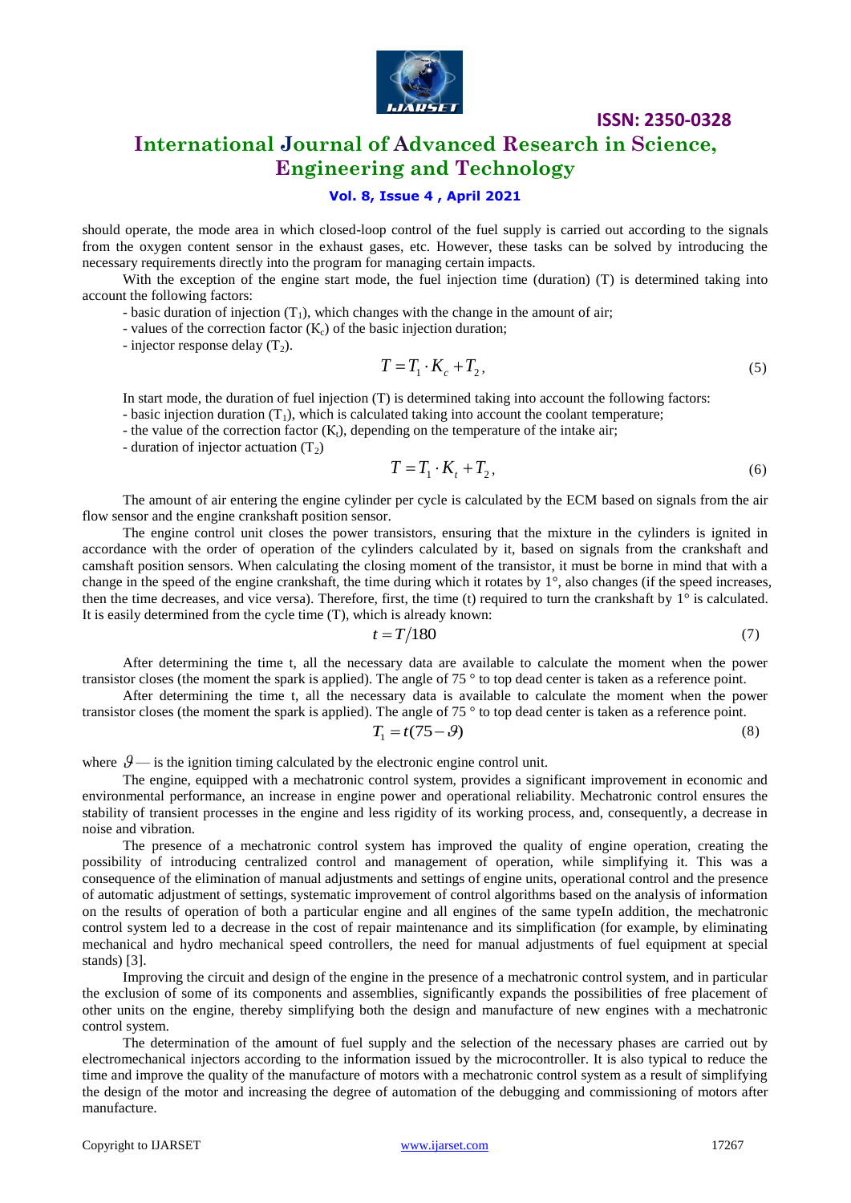should operate, the mode area in which closed-loop control of the fuel supply is carried out according to the signals from the oxygen content sensor in the exhaust gases, etc. However, these tasks can be solved by introducing the necessary requirements directly into the program for managing certain impacts.

With the exception of the engine start mode, the fuel injection time (duration) (T) is determined taking into account the following factors:

- basic duration of injection ($T_1$), which changes with the change in the amount of air;
- values of the correction factor ($K_c$) of the basic injection duration;
- injector response delay ($T_2$).

$$T = T_1 \cdot K_c + T_2, \tag{5}$$

In start mode, the duration of fuel injection (T) is determined taking into account the following factors:

- basic injection duration ($T_1$), which is calculated taking into account the coolant temperature;
- the value of the correction factor ($K_t$), depending on the temperature of the intake air;
- duration of injector actuation ($T_2$)

$$T = T_1 \cdot K_t + T_2, \tag{6}$$

The amount of air entering the engine cylinder per cycle is calculated by the ECM based on signals from the air flow sensor and the engine crankshaft position sensor.

The engine control unit closes the power transistors, ensuring that the mixture in the cylinders is ignited in accordance with the order of operation of the cylinders calculated by it, based on signals from the crankshaft and camshaft position sensors. When calculating the closing moment of the transistor, it must be borne in mind that with a change in the speed of the engine crankshaft, the time during which it rotates by 1°, also changes (if the speed increases, then the time decreases, and vice versa). Therefore, first, the time (t) required to turn the crankshaft by 1° is calculated. It is easily determined from the cycle time (T), which is already known:

$$t = T/180 \tag{7}$$

After determining the time t, all the necessary data are available to calculate the moment when the power transistor closes (the moment the spark is applied). The angle of 75 ° to top dead center is taken as a reference point.

After determining the time t, all the necessary data is available to calculate the moment when the power transistor closes (the moment the spark is applied). The angle of 75 ° to top dead center is taken as a reference point.

$$T_1 = t(75 - \vartheta) \tag{8}$$

where $\vartheta$ — is the ignition timing calculated by the electronic engine control unit.

The engine, equipped with a mechatronic control system, provides a significant improvement in economic and environmental performance, an increase in engine power and operational reliability. Mechatronic control ensures the stability of transient processes in the engine and less rigidity of its working process, and, consequently, a decrease in noise and vibration.

The presence of a mechatronic control system has improved the quality of engine operation, creating the possibility of introducing centralized control and management of operation, while simplifying it. This was a consequence of the elimination of manual adjustments and settings of engine units, operational control and the presence of automatic adjustment of settings, systematic improvement of control algorithms based on the analysis of information on the results of operation of both a particular engine and all engines of the same typeIn addition, the mechatronic control system led to a decrease in the cost of repair maintenance and its simplification (for example, by eliminating mechanical and hydro mechanical speed controllers, the need for manual adjustments of fuel equipment at special stands) [3].

Improving the circuit and design of the engine in the presence of a mechatronic control system, and in particular the exclusion of some of its components and assemblies, significantly expands the possibilities of free placement of other units on the engine, thereby simplifying both the design and manufacture of new engines with a mechatronic control system.

The determination of the amount of fuel supply and the selection of the necessary phases are carried out by electromechanical injectors according to the information issued by the microcontroller. It is also typical to reduce the time and improve the quality of the manufacture of motors with a mechatronic control system as a result of simplifying the design of the motor and increasing the degree of automation of the debugging and commissioning of motors after manufacture.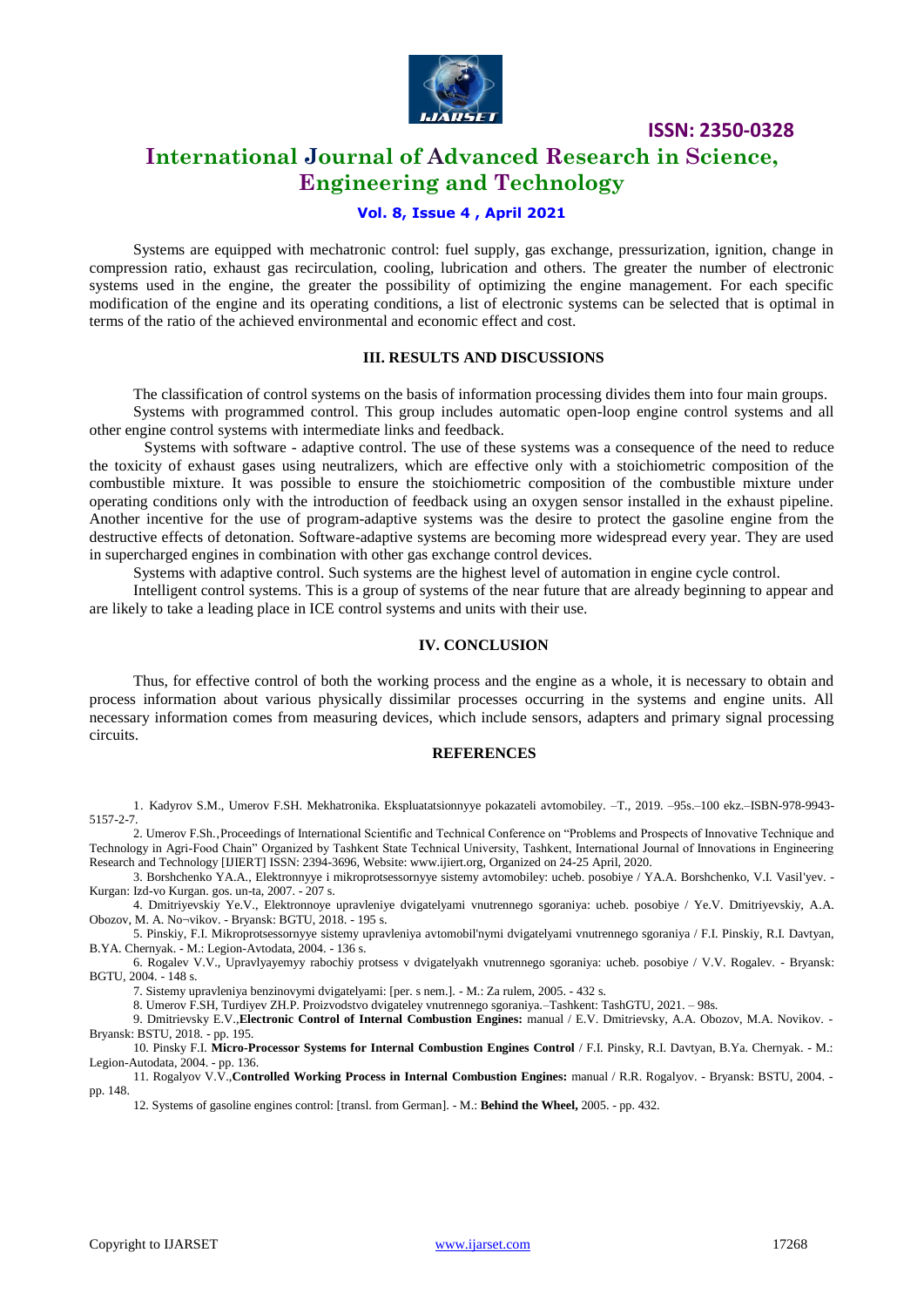Systems are equipped with mechatronic control: fuel supply, gas exchange, pressurization, ignition, change in compression ratio, exhaust gas recirculation, cooling, lubrication and others. The greater the number of electronic systems used in the engine, the greater the possibility of optimizing the engine management. For each specific modification of the engine and its operating conditions, a list of electronic systems can be selected that is optimal in terms of the ratio of the achieved environmental and economic effect and cost.

## III. RESULTS AND DISCUSSIONS

The classification of control systems on the basis of information processing divides them into four main groups.

Systems with programmed control. This group includes automatic open-loop engine control systems and all other engine control systems with intermediate links and feedback.

Systems with software - adaptive control. The use of these systems was a consequence of the need to reduce the toxicity of exhaust gases using neutralizers, which are effective only with a stoichiometric composition of the combustible mixture. It was possible to ensure the stoichiometric composition of the combustible mixture under operating conditions only with the introduction of feedback using an oxygen sensor installed in the exhaust pipeline. Another incentive for the use of program-adaptive systems was the desire to protect the gasoline engine from the destructive effects of detonation. Software-adaptive systems are becoming more widespread every year. They are used in supercharged engines in combination with other gas exchange control devices.

Systems with adaptive control. Such systems are the highest level of automation in engine cycle control.

Intelligent control systems. This is a group of systems of the near future that are already beginning to appear and are likely to take a leading place in ICE control systems and units with their use.

## IV. CONCLUSION

Thus, for effective control of both the working process and the engine as a whole, it is necessary to obtain and process information about various physically dissimilar processes occurring in the systems and engine units. All necessary information comes from measuring devices, which include sensors, adapters and primary signal processing circuits.

## REFERENCES

1. Kadyrov S.M., Umerov F.SH. Mekhatronika. Ekspluatatsionnyye pokazateli avtomobiley. –T., 2019. –95s.–100 ekz.–ISBN-978-9943-5157-2-7.
2. Umerov F.Sh.,Proceedings of International Scientific and Technical Conference on "Problems and Prospects of Innovative Technique and Technology in Agri-Food Chain" Organized by Tashkent State Technical University, Tashkent, International Journal of Innovations in Engineering Research and Technology [IJIERT] ISSN: 2394-3696, Website: www.ijiert.org, Organized on 24-25 April, 2020.
3. Borshchenko YA.A., Elektronnyye i mikroprotsessornyye sistemy avtomobiley: ucheb. posobiye / YA.A. Borshchenko, V.I. Vasil'yev. - Kurgan: Izd-vo Kurgan. gos. un-ta, 2007. - 207 s.
4. Dmitriyevskiy Ye.V., Elektronnoye upravleniye dvigatelyami vnutrennego sgoraniya: ucheb. posobiye / Ye.V. Dmitriyevskiy, A.A. Obozov, M. A. No¬vikov. - Bryansk: BGTU, 2018. - 195 s.
5. Pinskiy, F.I. Mikroprotsessornyye sistemy upravleniya avtomobil'nymi dvigatelyami vnutrennego sgoraniya / F.I. Pinskiy, R.I. Davtyan, B.YA. Chernyak. - M.: Legion-Avtodata, 2004. - 136 s.
6. Rogalev V.V., Upravlyayemyy rabochiy protsess v dvigatelyakh vnutrennego sgoraniya: ucheb. posobiye / V.V. Rogalev. - Bryansk: BGTU, 2004. - 148 s.
7. Sistemy upravleniya benzinovymi dvigatelyami: [per. s nem.]. - M.: Za rulem, 2005. - 432 s.
8. Umerov F.SH, Turdiyev ZH.P. Proizvodstvo dvigateley vnutrennego sgoraniya.–Tashkent: TashGTU, 2021. – 98s.
9. Dmitrievsky E.V.,**Electronic Control of Internal Combustion Engines:** manual / E.V. Dmitrievsky, A.A. Obozov, M.A. Novikov. - Bryansk: BSTU, 2018. - pp. 195.
10. Pinsky F.I. **Micro-Processor Systems for Internal Combustion Engines Control** / F.I. Pinsky, R.I. Davtyan, B.Ya. Chernyak. - M.: Legion-Autodata, 2004. - pp. 136.
11. Rogalyov V.V.,**Controlled Working Process in Internal Combustion Engines:** manual / R.R. Rogalyov. - Bryansk: BSTU, 2004. - pp. 148.
12. Systems of gasoline engines control: [transl. from German]. - M.: **Behind the Wheel,** 2005. - pp. 432.